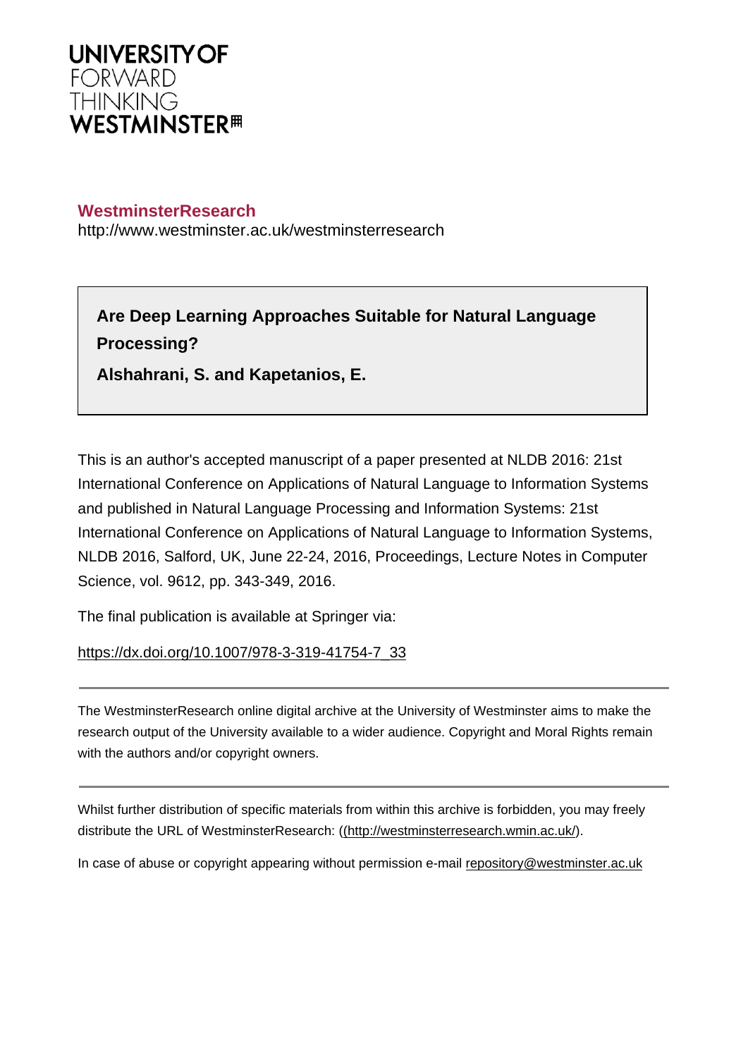UNIVERSITY OF
FORWARD
THINKING
WESTMINSTER

**WestminsterResearch**
http://www.westminster.ac.uk/westminsterresearch

**Are Deep Learning Approaches Suitable for Natural Language Processing?**

**Alshahrani, S. and Kapetanios, E.**

This is an author's accepted manuscript of a paper presented at NLDB 2016: 21st International Conference on Applications of Natural Language to Information Systems and published in Natural Language Processing and Information Systems: 21st International Conference on Applications of Natural Language to Information Systems, NLDB 2016, Salford, UK, June 22-24, 2016, Proceedings, Lecture Notes in Computer Science, vol. 9612, pp. 343-349, 2016.

The final publication is available at Springer via:

https://dx.doi.org/10.1007/978-3-319-41754-7_33

---

The WestminsterResearch online digital archive at the University of Westminster aims to make the research output of the University available to a wider audience. Copyright and Moral Rights remain with the authors and/or copyright owners.

---

Whilst further distribution of specific materials from within this archive is forbidden, you may freely distribute the URL of WestminsterResearch: ((http://westminsterresearch.wmin.ac.uk/).

In case of abuse or copyright appearing without permission e-mail repository@westminster.ac.uk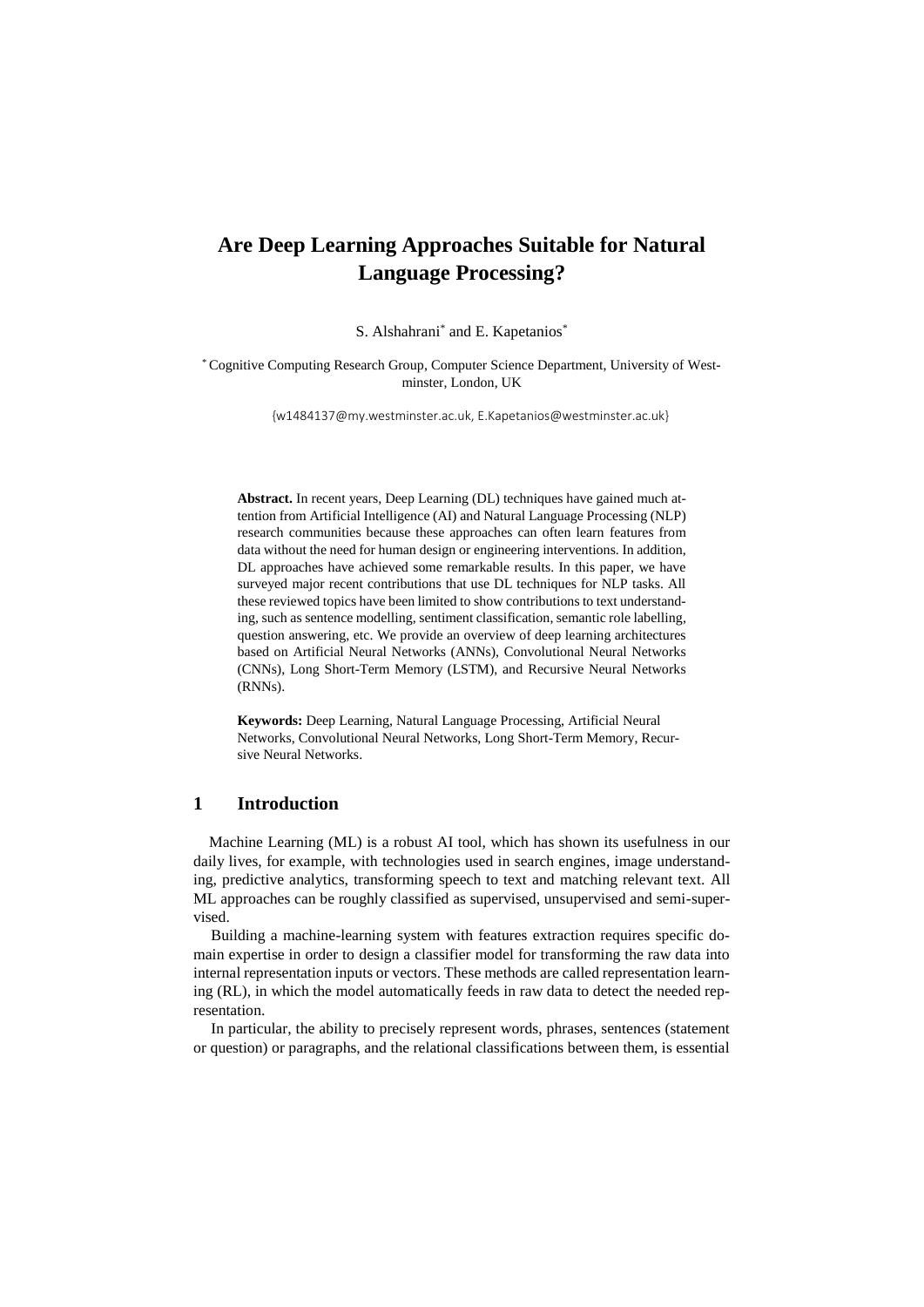# Are Deep Learning Approaches Suitable for Natural Language Processing?

S. Alshahrani* and E. Kapetanios*

* Cognitive Computing Research Group, Computer Science Department, University of Westminster, London, UK

{w1484137@my.westminster.ac.uk, E.Kapetanios@westminster.ac.uk}

**Abstract.** In recent years, Deep Learning (DL) techniques have gained much attention from Artificial Intelligence (AI) and Natural Language Processing (NLP) research communities because these approaches can often learn features from data without the need for human design or engineering interventions. In addition, DL approaches have achieved some remarkable results. In this paper, we have surveyed major recent contributions that use DL techniques for NLP tasks. All these reviewed topics have been limited to show contributions to text understanding, such as sentence modelling, sentiment classification, semantic role labelling, question answering, etc. We provide an overview of deep learning architectures based on Artificial Neural Networks (ANNs), Convolutional Neural Networks (CNNs), Long Short-Term Memory (LSTM), and Recursive Neural Networks (RNNs).

**Keywords:** Deep Learning, Natural Language Processing, Artificial Neural Networks, Convolutional Neural Networks, Long Short-Term Memory, Recursive Neural Networks.

## 1 Introduction

Machine Learning (ML) is a robust AI tool, which has shown its usefulness in our daily lives, for example, with technologies used in search engines, image understanding, predictive analytics, transforming speech to text and matching relevant text. All ML approaches can be roughly classified as supervised, unsupervised and semi-supervised.

Building a machine-learning system with features extraction requires specific domain expertise in order to design a classifier model for transforming the raw data into internal representation inputs or vectors. These methods are called representation learning (RL), in which the model automatically feeds in raw data to detect the needed representation.

In particular, the ability to precisely represent words, phrases, sentences (statement or question) or paragraphs, and the relational classifications between them, is essential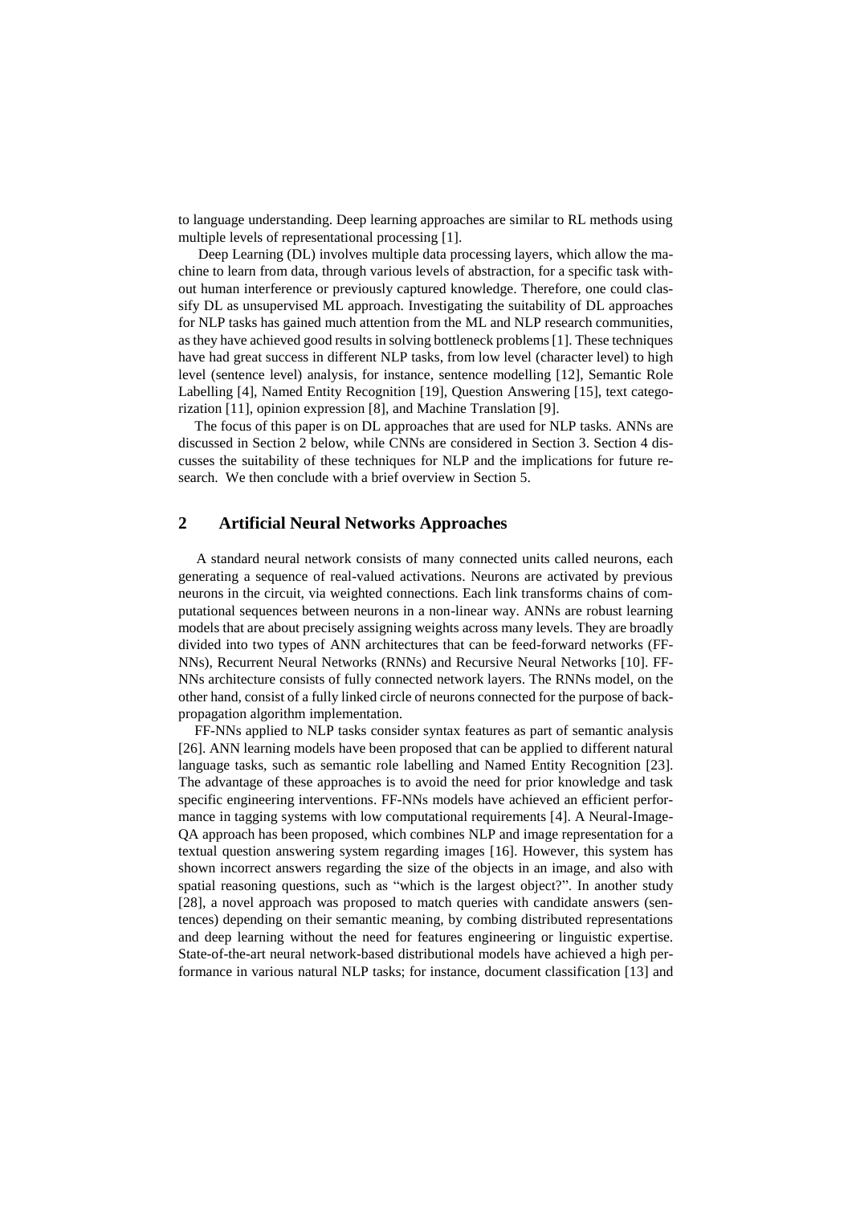to language understanding. Deep learning approaches are similar to RL methods using multiple levels of representational processing [1].

Deep Learning (DL) involves multiple data processing layers, which allow the machine to learn from data, through various levels of abstraction, for a specific task without human interference or previously captured knowledge. Therefore, one could classify DL as unsupervised ML approach. Investigating the suitability of DL approaches for NLP tasks has gained much attention from the ML and NLP research communities, as they have achieved good results in solving bottleneck problems [1]. These techniques have had great success in different NLP tasks, from low level (character level) to high level (sentence level) analysis, for instance, sentence modelling [12], Semantic Role Labelling [4], Named Entity Recognition [19], Question Answering [15], text categorization [11], opinion expression [8], and Machine Translation [9].

The focus of this paper is on DL approaches that are used for NLP tasks. ANNs are discussed in Section 2 below, while CNNs are considered in Section 3. Section 4 discusses the suitability of these techniques for NLP and the implications for future research. We then conclude with a brief overview in Section 5.

## 2 Artificial Neural Networks Approaches

A standard neural network consists of many connected units called neurons, each generating a sequence of real-valued activations. Neurons are activated by previous neurons in the circuit, via weighted connections. Each link transforms chains of computational sequences between neurons in a non-linear way. ANNs are robust learning models that are about precisely assigning weights across many levels. They are broadly divided into two types of ANN architectures that can be feed-forward networks (FF-NNs), Recurrent Neural Networks (RNNs) and Recursive Neural Networks [10]. FF-NNs architecture consists of fully connected network layers. The RNNs model, on the other hand, consist of a fully linked circle of neurons connected for the purpose of backpropagation algorithm implementation.

FF-NNs applied to NLP tasks consider syntax features as part of semantic analysis [26]. ANN learning models have been proposed that can be applied to different natural language tasks, such as semantic role labelling and Named Entity Recognition [23]. The advantage of these approaches is to avoid the need for prior knowledge and task specific engineering interventions. FF-NNs models have achieved an efficient performance in tagging systems with low computational requirements [4]. A Neural-Image-QA approach has been proposed, which combines NLP and image representation for a textual question answering system regarding images [16]. However, this system has shown incorrect answers regarding the size of the objects in an image, and also with spatial reasoning questions, such as "which is the largest object?". In another study [28], a novel approach was proposed to match queries with candidate answers (sentences) depending on their semantic meaning, by combing distributed representations and deep learning without the need for features engineering or linguistic expertise. State-of-the-art neural network-based distributional models have achieved a high performance in various natural NLP tasks; for instance, document classification [13] and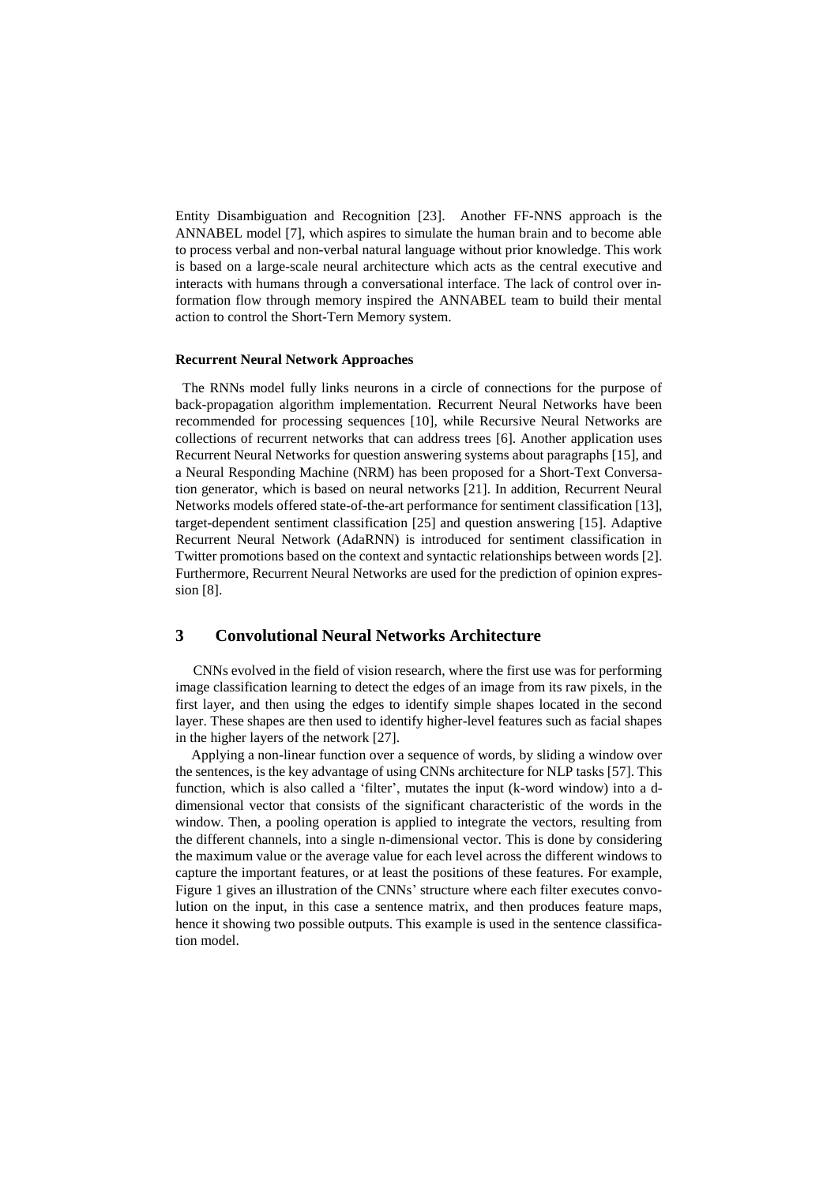Entity Disambiguation and Recognition [23]. Another FF-NNS approach is the ANNABEL model [7], which aspires to simulate the human brain and to become able to process verbal and non-verbal natural language without prior knowledge. This work is based on a large-scale neural architecture which acts as the central executive and interacts with humans through a conversational interface. The lack of control over information flow through memory inspired the ANNABEL team to build their mental action to control the Short-Tern Memory system.

#### Recurrent Neural Network Approaches

The RNNs model fully links neurons in a circle of connections for the purpose of back-propagation algorithm implementation. Recurrent Neural Networks have been recommended for processing sequences [10], while Recursive Neural Networks are collections of recurrent networks that can address trees [6]. Another application uses Recurrent Neural Networks for question answering systems about paragraphs [15], and a Neural Responding Machine (NRM) has been proposed for a Short-Text Conversation generator, which is based on neural networks [21]. In addition, Recurrent Neural Networks models offered state-of-the-art performance for sentiment classification [13], target-dependent sentiment classification [25] and question answering [15]. Adaptive Recurrent Neural Network (AdaRNN) is introduced for sentiment classification in Twitter promotions based on the context and syntactic relationships between words [2]. Furthermore, Recurrent Neural Networks are used for the prediction of opinion expression [8].

## 3 Convolutional Neural Networks Architecture

CNNs evolved in the field of vision research, where the first use was for performing image classification learning to detect the edges of an image from its raw pixels, in the first layer, and then using the edges to identify simple shapes located in the second layer. These shapes are then used to identify higher-level features such as facial shapes in the higher layers of the network [27].

Applying a non-linear function over a sequence of words, by sliding a window over the sentences, is the key advantage of using CNNs architecture for NLP tasks [57]. This function, which is also called a 'filter', mutates the input (k-word window) into a d-dimensional vector that consists of the significant characteristic of the words in the window. Then, a pooling operation is applied to integrate the vectors, resulting from the different channels, into a single n-dimensional vector. This is done by considering the maximum value or the average value for each level across the different windows to capture the important features, or at least the positions of these features. For example, Figure 1 gives an illustration of the CNNs' structure where each filter executes convolution on the input, in this case a sentence matrix, and then produces feature maps, hence it showing two possible outputs. This example is used in the sentence classification model.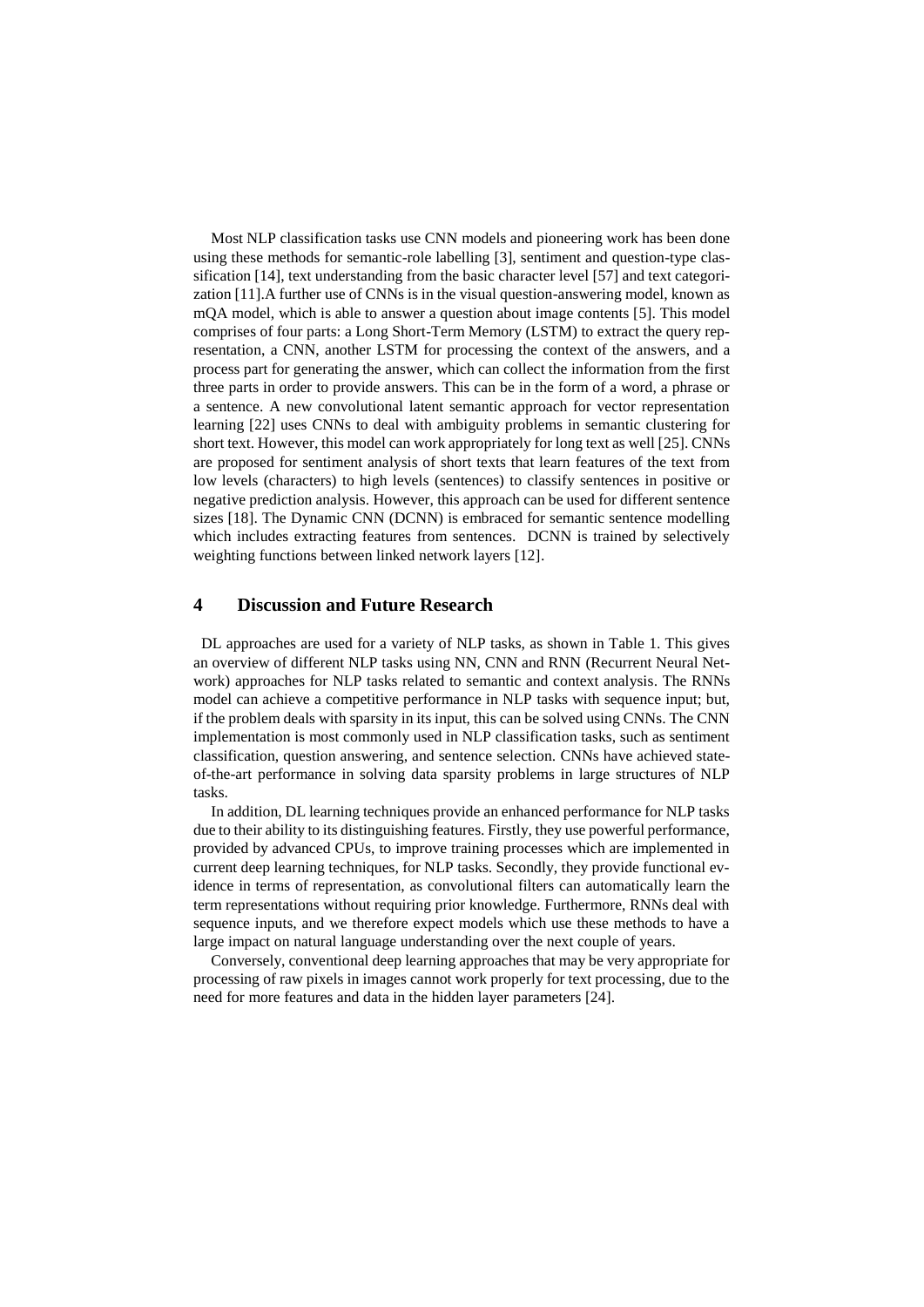Most NLP classification tasks use CNN models and pioneering work has been done using these methods for semantic-role labelling [3], sentiment and question-type classification [14], text understanding from the basic character level [57] and text categorization [11].A further use of CNNs is in the visual question-answering model, known as mQA model, which is able to answer a question about image contents [5]. This model comprises of four parts: a Long Short-Term Memory (LSTM) to extract the query representation, a CNN, another LSTM for processing the context of the answers, and a process part for generating the answer, which can collect the information from the first three parts in order to provide answers. This can be in the form of a word, a phrase or a sentence. A new convolutional latent semantic approach for vector representation learning [22] uses CNNs to deal with ambiguity problems in semantic clustering for short text. However, this model can work appropriately for long text as well [25]. CNNs are proposed for sentiment analysis of short texts that learn features of the text from low levels (characters) to high levels (sentences) to classify sentences in positive or negative prediction analysis. However, this approach can be used for different sentence sizes [18]. The Dynamic CNN (DCNN) is embraced for semantic sentence modelling which includes extracting features from sentences. DCNN is trained by selectively weighting functions between linked network layers [12].

## 4 Discussion and Future Research

DL approaches are used for a variety of NLP tasks, as shown in Table 1. This gives an overview of different NLP tasks using NN, CNN and RNN (Recurrent Neural Network) approaches for NLP tasks related to semantic and context analysis. The RNNs model can achieve a competitive performance in NLP tasks with sequence input; but, if the problem deals with sparsity in its input, this can be solved using CNNs. The CNN implementation is most commonly used in NLP classification tasks, such as sentiment classification, question answering, and sentence selection. CNNs have achieved state-of-the-art performance in solving data sparsity problems in large structures of NLP tasks.

In addition, DL learning techniques provide an enhanced performance for NLP tasks due to their ability to its distinguishing features. Firstly, they use powerful performance, provided by advanced CPUs, to improve training processes which are implemented in current deep learning techniques, for NLP tasks. Secondly, they provide functional evidence in terms of representation, as convolutional filters can automatically learn the term representations without requiring prior knowledge. Furthermore, RNNs deal with sequence inputs, and we therefore expect models which use these methods to have a large impact on natural language understanding over the next couple of years.

Conversely, conventional deep learning approaches that may be very appropriate for processing of raw pixels in images cannot work properly for text processing, due to the need for more features and data in the hidden layer parameters [24].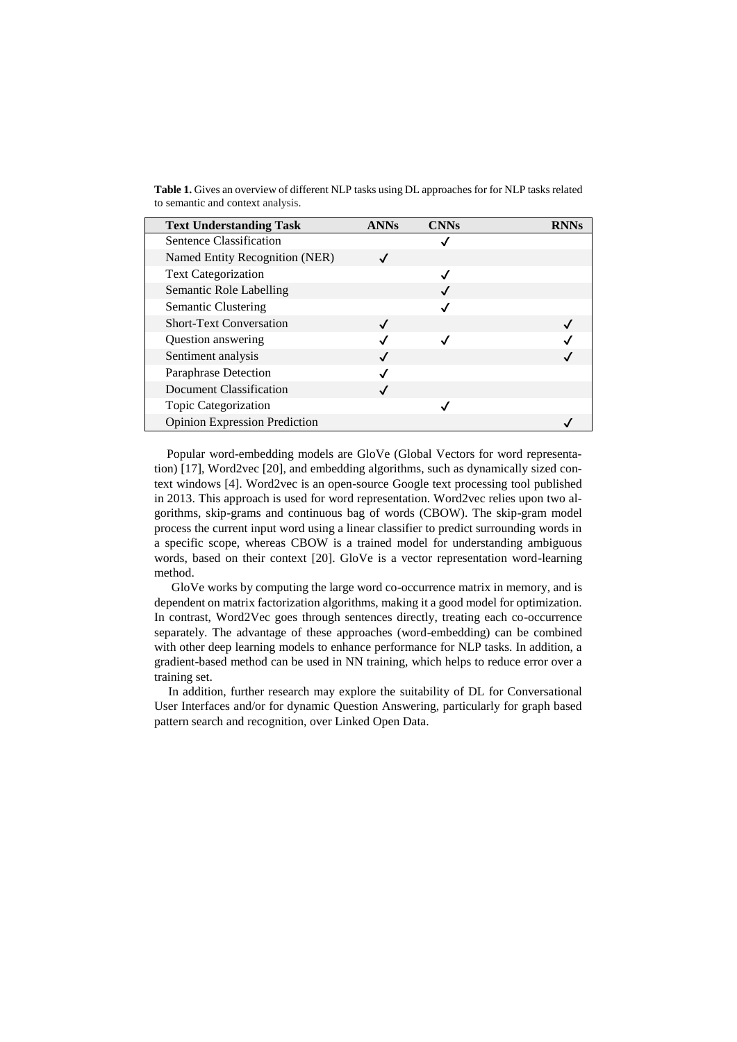**Table 1.** Gives an overview of different NLP tasks using DL approaches for for NLP tasks related to semantic and context analysis.

| Text Understanding Task | ANNs | CNNs | RNNs |
|---|---|---|---|
| Sentence Classification | | ✓ | |
| Named Entity Recognition (NER) | ✓ | | |
| Text Categorization | | ✓ | |
| Semantic Role Labelling | | ✓ | |
| Semantic Clustering | | ✓ | |
| Short-Text Conversation | ✓ | | ✓ |
| Question answering | ✓ | ✓ | ✓ |
| Sentiment analysis | ✓ | | ✓ |
| Paraphrase Detection | ✓ | | |
| Document Classification | ✓ | | |
| Topic Categorization | | ✓ | |
| Opinion Expression Prediction | | | ✓ |

Popular word-embedding models are GloVe (Global Vectors for word representation) [17], Word2vec [20], and embedding algorithms, such as dynamically sized context windows [4]. Word2vec is an open-source Google text processing tool published in 2013. This approach is used for word representation. Word2vec relies upon two algorithms, skip-grams and continuous bag of words (CBOW). The skip-gram model process the current input word using a linear classifier to predict surrounding words in a specific scope, whereas CBOW is a trained model for understanding ambiguous words, based on their context [20]. GloVe is a vector representation word-learning method.

GloVe works by computing the large word co-occurrence matrix in memory, and is dependent on matrix factorization algorithms, making it a good model for optimization. In contrast, Word2Vec goes through sentences directly, treating each co-occurrence separately. The advantage of these approaches (word-embedding) can be combined with other deep learning models to enhance performance for NLP tasks. In addition, a gradient-based method can be used in NN training, which helps to reduce error over a training set.

In addition, further research may explore the suitability of DL for Conversational User Interfaces and/or for dynamic Question Answering, particularly for graph based pattern search and recognition, over Linked Open Data.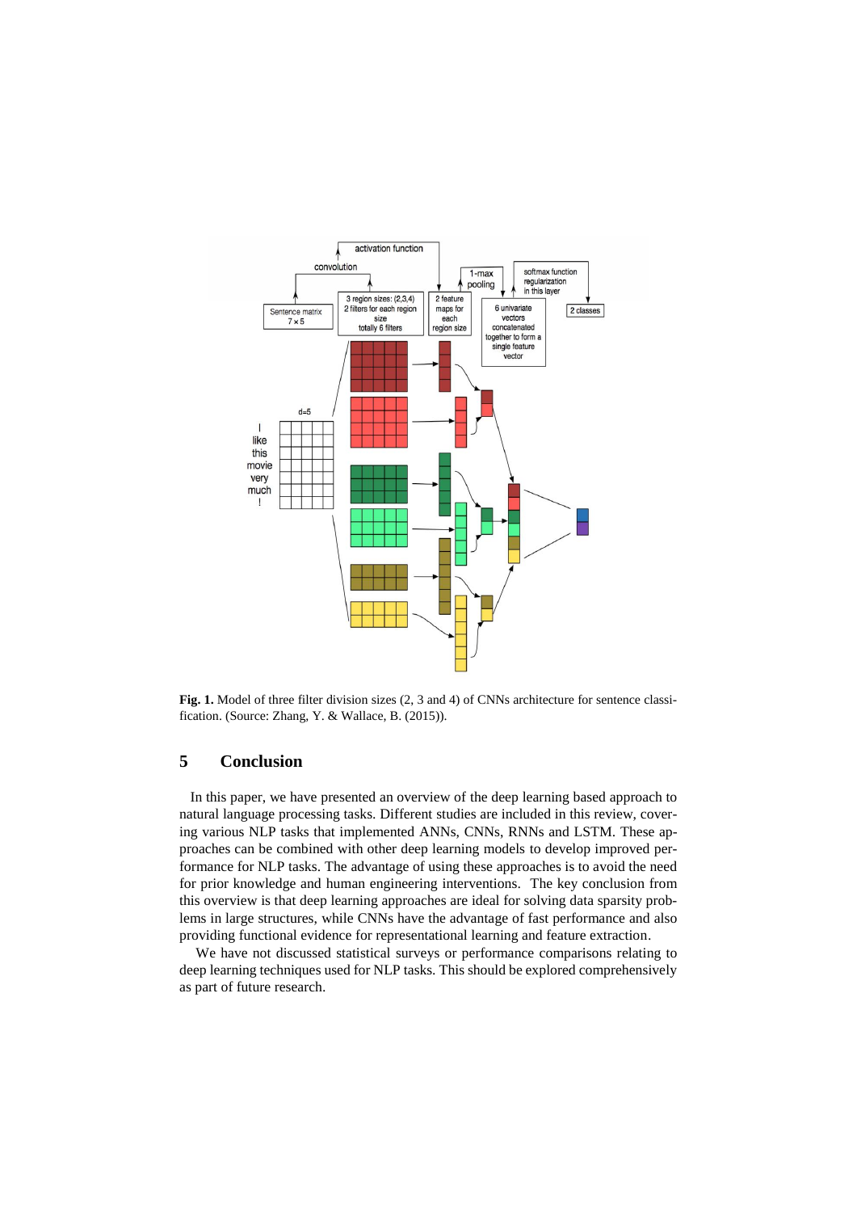**Fig. 1.** Model of three filter division sizes (2, 3 and 4) of CNNs architecture for sentence classification. (Source: Zhang, Y. & Wallace, B. (2015)).

## 5 Conclusion

In this paper, we have presented an overview of the deep learning based approach to natural language processing tasks. Different studies are included in this review, covering various NLP tasks that implemented ANNs, CNNs, RNNs and LSTM. These approaches can be combined with other deep learning models to develop improved performance for NLP tasks. The advantage of using these approaches is to avoid the need for prior knowledge and human engineering interventions. The key conclusion from this overview is that deep learning approaches are ideal for solving data sparsity problems in large structures, while CNNs have the advantage of fast performance and also providing functional evidence for representational learning and feature extraction.

We have not discussed statistical surveys or performance comparisons relating to deep learning techniques used for NLP tasks. This should be explored comprehensively as part of future research.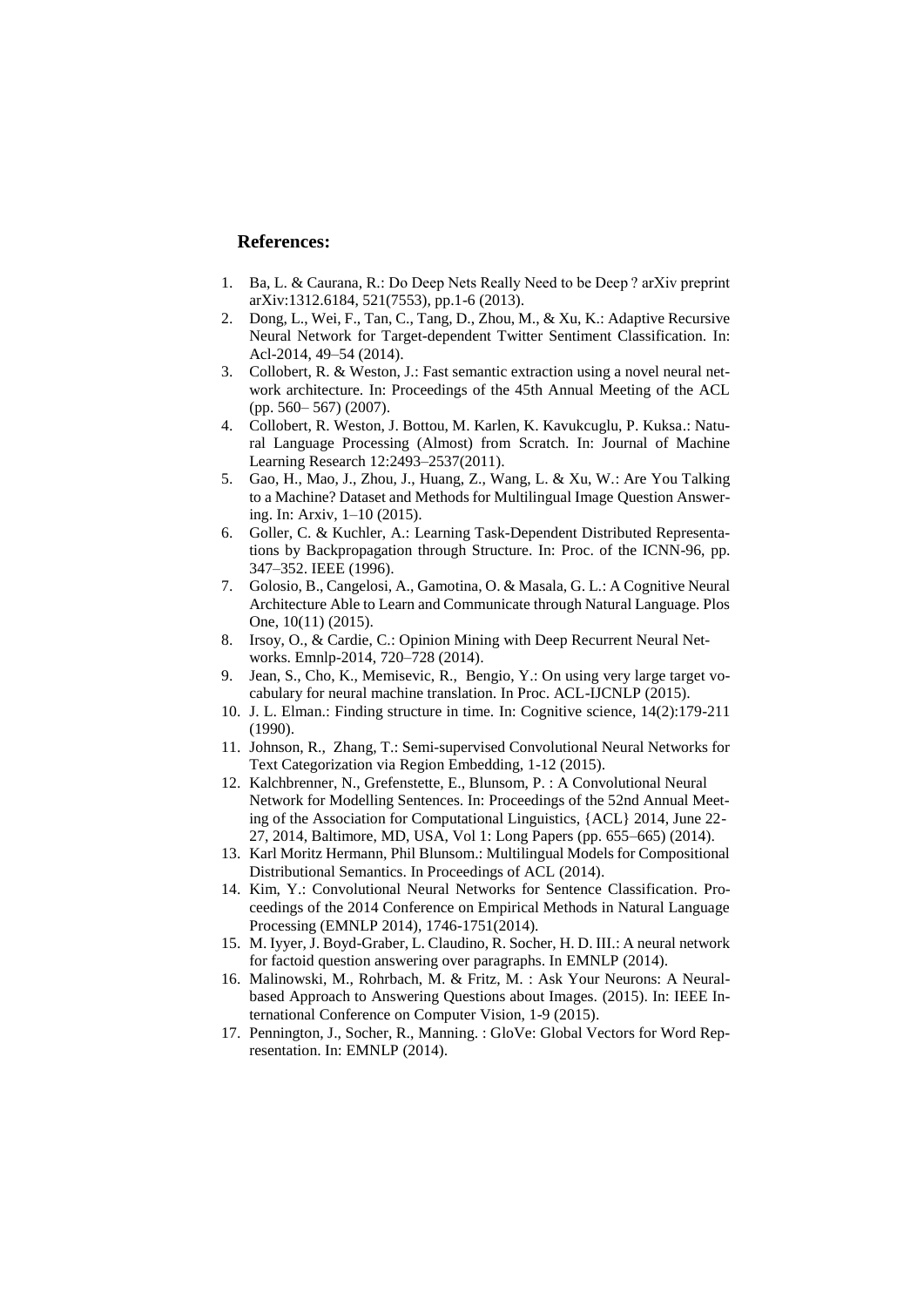## References:

1. Ba, L. & Caurana, R.: Do Deep Nets Really Need to be Deep ? arXiv preprint arXiv:1312.6184, 521(7553), pp.1-6 (2013).
2. Dong, L., Wei, F., Tan, C., Tang, D., Zhou, M., & Xu, K.: Adaptive Recursive Neural Network for Target-dependent Twitter Sentiment Classification. In: Acl-2014, 49–54 (2014).
3. Collobert, R. & Weston, J.: Fast semantic extraction using a novel neural network architecture. In: Proceedings of the 45th Annual Meeting of the ACL (pp. 560– 567) (2007).
4. Collobert, R. Weston, J. Bottou, M. Karlen, K. Kavukcuglu, P. Kuksa.: Natural Language Processing (Almost) from Scratch. In: Journal of Machine Learning Research 12:2493–2537(2011).
5. Gao, H., Mao, J., Zhou, J., Huang, Z., Wang, L. & Xu, W.: Are You Talking to a Machine? Dataset and Methods for Multilingual Image Question Answering. In: Arxiv, 1–10 (2015).
6. Goller, C. & Kuchler, A.: Learning Task-Dependent Distributed Representations by Backpropagation through Structure. In: Proc. of the ICNN-96, pp. 347–352. IEEE (1996).
7. Golosio, B., Cangelosi, A., Gamotina, O. & Masala, G. L.: A Cognitive Neural Architecture Able to Learn and Communicate through Natural Language. Plos One, 10(11) (2015).
8. Irsoy, O., & Cardie, C.: Opinion Mining with Deep Recurrent Neural Networks. Emnlp-2014, 720–728 (2014).
9. Jean, S., Cho, K., Memisevic, R., Bengio, Y.: On using very large target vocabulary for neural machine translation. In Proc. ACL-IJCNLP (2015).
10. J. L. Elman.: Finding structure in time. In: Cognitive science, 14(2):179-211 (1990).
11. Johnson, R., Zhang, T.: Semi-supervised Convolutional Neural Networks for Text Categorization via Region Embedding, 1-12 (2015).
12. Kalchbrenner, N., Grefenstette, E., Blunsom, P. : A Convolutional Neural Network for Modelling Sentences. In: Proceedings of the 52nd Annual Meeting of the Association for Computational Linguistics, {ACL} 2014, June 22-27, 2014, Baltimore, MD, USA, Vol 1: Long Papers (pp. 655–665) (2014).
13. Karl Moritz Hermann, Phil Blunsom.: Multilingual Models for Compositional Distributional Semantics. In Proceedings of ACL (2014).
14. Kim, Y.: Convolutional Neural Networks for Sentence Classification. Proceedings of the 2014 Conference on Empirical Methods in Natural Language Processing (EMNLP 2014), 1746-1751(2014).
15. M. Iyyer, J. Boyd-Graber, L. Claudino, R. Socher, H. D. III.: A neural network for factoid question answering over paragraphs. In EMNLP (2014).
16. Malinowski, M., Rohrbach, M. & Fritz, M. : Ask Your Neurons: A Neural-based Approach to Answering Questions about Images. (2015). In: IEEE International Conference on Computer Vision, 1-9 (2015).
17. Pennington, J., Socher, R., Manning. : GloVe: Global Vectors for Word Representation. In: EMNLP (2014).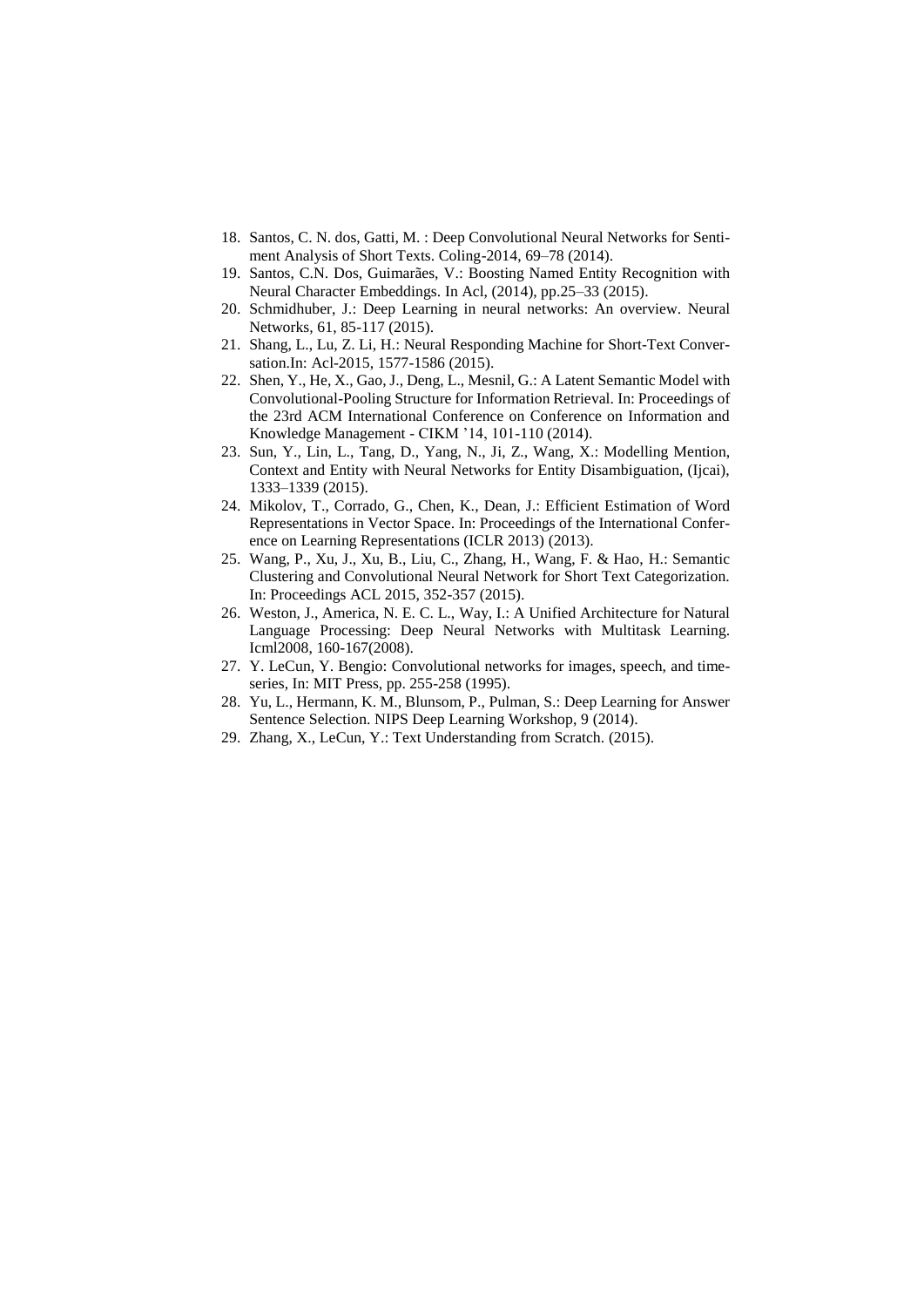18. Santos, C. N. dos, Gatti, M. : Deep Convolutional Neural Networks for Sentiment Analysis of Short Texts. Coling-2014, 69–78 (2014).
19. Santos, C.N. Dos, Guimarães, V.: Boosting Named Entity Recognition with Neural Character Embeddings. In Acl, (2014), pp.25–33 (2015).
20. Schmidhuber, J.: Deep Learning in neural networks: An overview. Neural Networks, 61, 85-117 (2015).
21. Shang, L., Lu, Z. Li, H.: Neural Responding Machine for Short-Text Conversation.In: Acl-2015, 1577-1586 (2015).
22. Shen, Y., He, X., Gao, J., Deng, L., Mesnil, G.: A Latent Semantic Model with Convolutional-Pooling Structure for Information Retrieval. In: Proceedings of the 23rd ACM International Conference on Conference on Information and Knowledge Management - CIKM '14, 101-110 (2014).
23. Sun, Y., Lin, L., Tang, D., Yang, N., Ji, Z., Wang, X.: Modelling Mention, Context and Entity with Neural Networks for Entity Disambiguation, (Ijcai), 1333–1339 (2015).
24. Mikolov, T., Corrado, G., Chen, K., Dean, J.: Efficient Estimation of Word Representations in Vector Space. In: Proceedings of the International Conference on Learning Representations (ICLR 2013) (2013).
25. Wang, P., Xu, J., Xu, B., Liu, C., Zhang, H., Wang, F. & Hao, H.: Semantic Clustering and Convolutional Neural Network for Short Text Categorization. In: Proceedings ACL 2015, 352-357 (2015).
26. Weston, J., America, N. E. C. L., Way, I.: A Unified Architecture for Natural Language Processing: Deep Neural Networks with Multitask Learning. Icml2008, 160-167(2008).
27. Y. LeCun, Y. Bengio: Convolutional networks for images, speech, and time-series, In: MIT Press, pp. 255-258 (1995).
28. Yu, L., Hermann, K. M., Blunsom, P., Pulman, S.: Deep Learning for Answer Sentence Selection. NIPS Deep Learning Workshop, 9 (2014).
29. Zhang, X., LeCun, Y.: Text Understanding from Scratch. (2015).